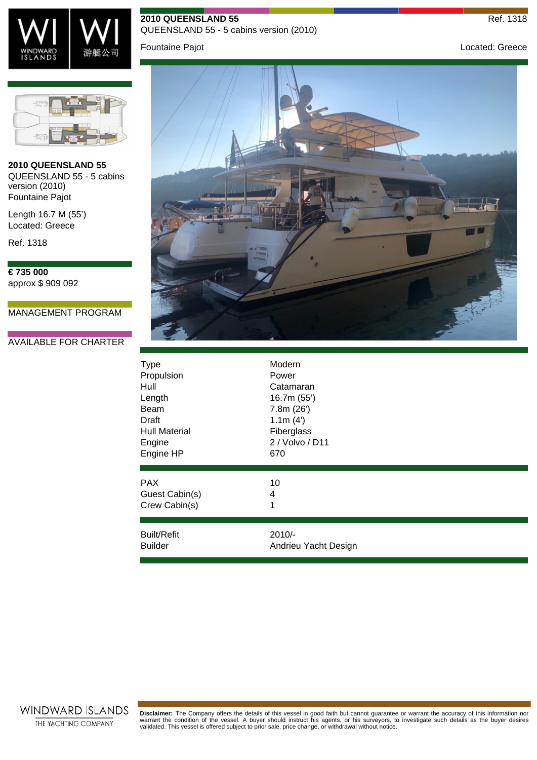# 2010 QUEENSLAND 55

QUEENSLAND 55 - 5 cabins version (2010)

Fountaine Pajot

Ref. 1318

Located: Greece

**2010 QUEENSLAND 55**
QUEENSLAND 55 - 5 cabins version (2010)
Fountaine Pajot

Length 16.7 M (55')
Located: Greece

Ref. 1318

**€ 735 000**
approx $ 909 092

MANAGEMENT PROGRAM

AVAILABLE FOR CHARTER

| | |
|---|---|
| Type | Modern |
| Propulsion | Power |
| Hull | Catamaran |
| Length | 16.7m (55') |
| Beam | 7.8m (26') |
| Draft | 1.1m (4') |
| Hull Material | Fiberglass |
| Engine | 2 / Volvo / D11 |
| Engine HP | 670 |

| | |
|---|---|
| PAX | 10 |
| Guest Cabin(s) | 4 |
| Crew Cabin(s) | 1 |

| | |
|---|---|
| Built/Refit | 2010/- |
| Builder | Andrieu Yacht Design |

WINDWARD ISLANDS
THE YACHTING COMPANY

**Disclaimer:** The Company offers the details of this vessel in good faith but cannot guarantee or warrant the accuracy of this information nor warrant the condition of the vessel. A buyer should instruct his agents, or his surveyors, to investigate such details as the buyer desires validated. This vessel is offered subject to prior sale, price change, or withdrawal without notice.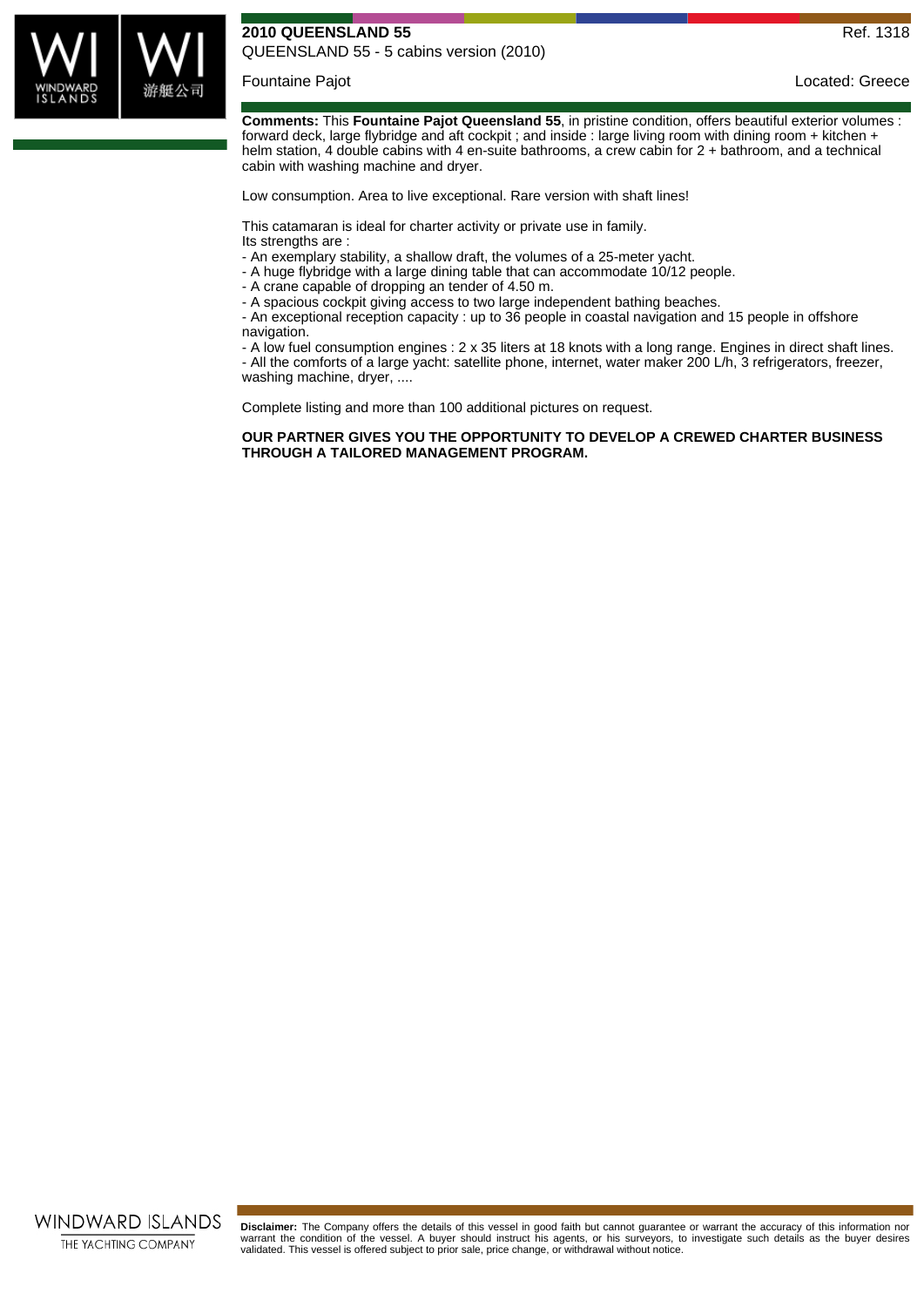**2010 QUEENSLAND 55**

Ref. 1318

QUEENSLAND 55 - 5 cabins version (2010)

Fountaine Pajot

Located: Greece

**Comments:** This **Fountaine Pajot Queensland 55**, in pristine condition, offers beautiful exterior volumes : forward deck, large flybridge and aft cockpit ; and inside : large living room with dining room + kitchen + helm station, 4 double cabins with 4 en-suite bathrooms, a crew cabin for 2 + bathroom, and a technical cabin with washing machine and dryer.

Low consumption. Area to live exceptional. Rare version with shaft lines!

This catamaran is ideal for charter activity or private use in family.
Its strengths are :
- An exemplary stability, a shallow draft, the volumes of a 25-meter yacht.
- A huge flybridge with a large dining table that can accommodate 10/12 people.
- A crane capable of dropping an tender of 4.50 m.
- A spacious cockpit giving access to two large independent bathing beaches.
- An exceptional reception capacity : up to 36 people in coastal navigation and 15 people in offshore navigation.
- A low fuel consumption engines : 2 x 35 liters at 18 knots with a long range. Engines in direct shaft lines.
- All the comforts of a large yacht: satellite phone, internet, water maker 200 L/h, 3 refrigerators, freezer, washing machine, dryer, ....

Complete listing and more than 100 additional pictures on request.

**OUR PARTNER GIVES YOU THE OPPORTUNITY TO DEVELOP A CREWED CHARTER BUSINESS THROUGH A TAILORED MANAGEMENT PROGRAM.**

**Disclaimer:** The Company offers the details of this vessel in good faith but cannot guarantee or warrant the accuracy of this information nor warrant the condition of the vessel. A buyer should instruct his agents, or his surveyors, to investigate such details as the buyer desires validated. This vessel is offered subject to prior sale, price change, or withdrawal without notice.